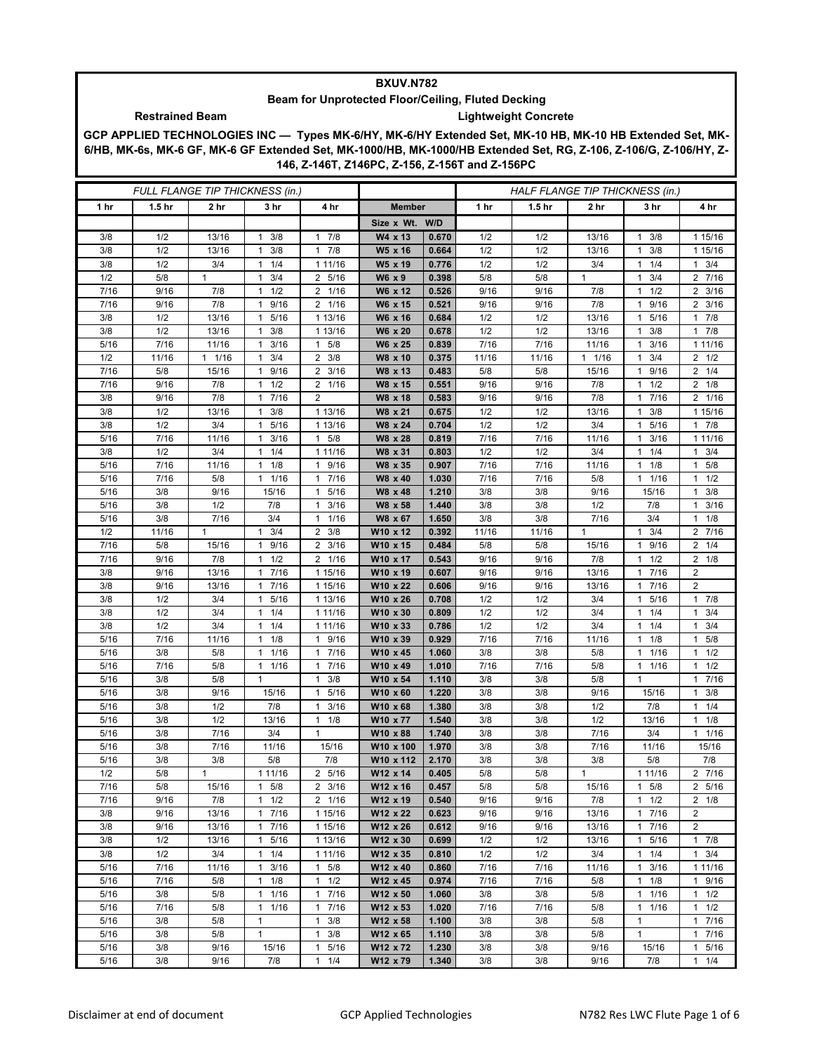# BXUV.N782

## Beam for Unprotected Floor/Ceiling, Fluted Decking

**Restrained Beam** **Lightweight Concrete**

**GCP APPLIED TECHNOLOGIES INC — Types MK-6/HY, MK-6/HY Extended Set, MK-10 HB, MK-10 HB Extended Set, MK-6/HB, MK-6s, MK-6 GF, MK-6 GF Extended Set, MK-1000/HB, MK-1000/HB Extended Set, RG, Z-106, Z-106/G, Z-106/HY, Z-146, Z-146T, Z146PC, Z-156, Z-156T and Z-156PC**

| *FULL FLANGE TIP THICKNESS (in.)* | | | | | | | *HALF FLANGE TIP THICKNESS (in.)* | | | | |
|---|---|---|---|---|---|---|---|---|---|---|---|
| **1 hr** | **1.5 hr** | **2 hr** | **3 hr** | **4 hr** | **Member** | | **1 hr** | **1.5 hr** | **2 hr** | **3 hr** | **4 hr** |
| | | | | | **Size x Wt.** | **W/D** | | | | | |
| 3/8 | 1/2 | 13/16 | 1 3/8 | 1 7/8 | **W4 x 13** | **0.670** | 1/2 | 1/2 | 13/16 | 1 3/8 | 1 15/16 |
| 3/8 | 1/2 | 13/16 | 1 3/8 | 1 7/8 | **W5 x 16** | **0.664** | 1/2 | 1/2 | 13/16 | 1 3/8 | 1 15/16 |
| 3/8 | 1/2 | 3/4 | 1 1/4 | 1 11/16 | **W5 x 19** | **0.776** | 1/2 | 1/2 | 3/4 | 1 1/4 | 1 3/4 |
| 1/2 | 5/8 | 1 | 1 3/4 | 2 5/16 | **W6 x 9** | **0.398** | 5/8 | 5/8 | 1 | 1 3/4 | 2 7/16 |
| 7/16 | 9/16 | 7/8 | 1 1/2 | 2 1/16 | **W6 x 12** | **0.526** | 9/16 | 9/16 | 7/8 | 1 1/2 | 2 3/16 |
| 7/16 | 9/16 | 7/8 | 1 9/16 | 2 1/16 | **W6 x 15** | **0.521** | 9/16 | 9/16 | 7/8 | 1 9/16 | 2 3/16 |
| 3/8 | 1/2 | 13/16 | 1 5/16 | 1 13/16 | **W6 x 16** | **0.684** | 1/2 | 1/2 | 13/16 | 1 5/16 | 1 7/8 |
| 3/8 | 1/2 | 13/16 | 1 3/8 | 1 13/16 | **W6 x 20** | **0.678** | 1/2 | 1/2 | 13/16 | 1 3/8 | 1 7/8 |
| 5/16 | 7/16 | 11/16 | 1 3/16 | 1 5/8 | **W6 x 25** | **0.839** | 7/16 | 7/16 | 11/16 | 1 3/16 | 1 11/16 |
| 1/2 | 11/16 | 1 1/16 | 1 3/4 | 2 3/8 | **W8 x 10** | **0.375** | 11/16 | 11/16 | 1 1/16 | 1 3/4 | 2 1/2 |
| 7/16 | 5/8 | 15/16 | 1 9/16 | 2 3/16 | **W8 x 13** | **0.483** | 5/8 | 5/8 | 15/16 | 1 9/16 | 2 1/4 |
| 7/16 | 9/16 | 7/8 | 1 1/2 | 2 1/16 | **W8 x 15** | **0.551** | 9/16 | 9/16 | 7/8 | 1 1/2 | 2 1/8 |
| 3/8 | 9/16 | 7/8 | 1 7/16 | 2 | **W8 x 18** | **0.583** | 9/16 | 9/16 | 7/8 | 1 7/16 | 2 1/16 |
| 3/8 | 1/2 | 13/16 | 1 3/8 | 1 13/16 | **W8 x 21** | **0.675** | 1/2 | 1/2 | 13/16 | 1 3/8 | 1 15/16 |
| 3/8 | 1/2 | 3/4 | 1 5/16 | 1 13/16 | **W8 x 24** | **0.704** | 1/2 | 1/2 | 3/4 | 1 5/16 | 1 7/8 |
| 5/16 | 7/16 | 11/16 | 1 3/16 | 1 5/8 | **W8 x 28** | **0.819** | 7/16 | 7/16 | 11/16 | 1 3/16 | 1 11/16 |
| 3/8 | 1/2 | 3/4 | 1 1/4 | 1 11/16 | **W8 x 31** | **0.803** | 1/2 | 1/2 | 3/4 | 1 1/4 | 1 3/4 |
| 5/16 | 7/16 | 11/16 | 1 1/8 | 1 9/16 | **W8 x 35** | **0.907** | 7/16 | 7/16 | 11/16 | 1 1/8 | 1 5/8 |
| 5/16 | 7/16 | 5/8 | 1 1/16 | 1 7/16 | **W8 x 40** | **1.030** | 7/16 | 7/16 | 5/8 | 1 1/16 | 1 1/2 |
| 5/16 | 3/8 | 9/16 | 15/16 | 1 5/16 | **W8 x 48** | **1.210** | 3/8 | 3/8 | 9/16 | 15/16 | 1 3/8 |
| 5/16 | 3/8 | 1/2 | 7/8 | 1 3/16 | **W8 x 58** | **1.440** | 3/8 | 3/8 | 1/2 | 7/8 | 1 3/16 |
| 5/16 | 3/8 | 7/16 | 3/4 | 1 1/16 | **W8 x 67** | **1.650** | 3/8 | 3/8 | 7/16 | 3/4 | 1 1/8 |
| 1/2 | 11/16 | 1 | 1 3/4 | 2 3/8 | **W10 x 12** | **0.392** | 11/16 | 11/16 | 1 | 1 3/4 | 2 7/16 |
| 7/16 | 5/8 | 15/16 | 1 9/16 | 2 3/16 | **W10 x 15** | **0.484** | 5/8 | 5/8 | 15/16 | 1 9/16 | 2 1/4 |
| 7/16 | 9/16 | 7/8 | 1 1/2 | 2 1/16 | **W10 x 17** | **0.543** | 9/16 | 9/16 | 7/8 | 1 1/2 | 2 1/8 |
| 3/8 | 9/16 | 13/16 | 1 7/16 | 1 15/16 | **W10 x 19** | **0.607** | 9/16 | 9/16 | 13/16 | 1 7/16 | 2 |
| 3/8 | 9/16 | 13/16 | 1 7/16 | 1 15/16 | **W10 x 22** | **0.606** | 9/16 | 9/16 | 13/16 | 1 7/16 | 2 |
| 3/8 | 1/2 | 3/4 | 1 5/16 | 1 13/16 | **W10 x 26** | **0.708** | 1/2 | 1/2 | 3/4 | 1 5/16 | 1 7/8 |
| 3/8 | 1/2 | 3/4 | 1 1/4 | 1 11/16 | **W10 x 30** | **0.809** | 1/2 | 1/2 | 3/4 | 1 1/4 | 1 3/4 |
| 3/8 | 1/2 | 3/4 | 1 1/4 | 1 11/16 | **W10 x 33** | **0.786** | 1/2 | 1/2 | 3/4 | 1 1/4 | 1 3/4 |
| 5/16 | 7/16 | 11/16 | 1 1/8 | 1 9/16 | **W10 x 39** | **0.929** | 7/16 | 7/16 | 11/16 | 1 1/8 | 1 5/8 |
| 5/16 | 3/8 | 5/8 | 1 1/16 | 1 7/16 | **W10 x 45** | **1.060** | 3/8 | 3/8 | 5/8 | 1 1/16 | 1 1/2 |
| 5/16 | 7/16 | 5/8 | 1 1/16 | 1 7/16 | **W10 x 49** | **1.010** | 7/16 | 7/16 | 5/8 | 1 1/16 | 1 1/2 |
| 5/16 | 3/8 | 5/8 | 1 | 1 3/8 | **W10 x 54** | **1.110** | 3/8 | 3/8 | 5/8 | 1 | 1 7/16 |
| 5/16 | 3/8 | 9/16 | 15/16 | 1 5/16 | **W10 x 60** | **1.220** | 3/8 | 3/8 | 9/16 | 15/16 | 1 3/8 |
| 5/16 | 3/8 | 1/2 | 7/8 | 1 3/16 | **W10 x 68** | **1.380** | 3/8 | 3/8 | 1/2 | 7/8 | 1 1/4 |
| 5/16 | 3/8 | 1/2 | 13/16 | 1 1/8 | **W10 x 77** | **1.540** | 3/8 | 3/8 | 1/2 | 13/16 | 1 1/8 |
| 5/16 | 3/8 | 7/16 | 3/4 | 1 | **W10 x 88** | **1.740** | 3/8 | 3/8 | 7/16 | 3/4 | 1 1/16 |
| 5/16 | 3/8 | 7/16 | 11/16 | 15/16 | **W10 x 100** | **1.970** | 3/8 | 3/8 | 7/16 | 11/16 | 15/16 |
| 5/16 | 3/8 | 3/8 | 5/8 | 7/8 | **W10 x 112** | **2.170** | 3/8 | 3/8 | 3/8 | 5/8 | 7/8 |
| 1/2 | 5/8 | 1 | 1 11/16 | 2 5/16 | **W12 x 14** | **0.405** | 5/8 | 5/8 | 1 | 1 11/16 | 2 7/16 |
| 7/16 | 5/8 | 15/16 | 1 5/8 | 2 3/16 | **W12 x 16** | **0.457** | 5/8 | 5/8 | 15/16 | 1 5/8 | 2 5/16 |
| 7/16 | 9/16 | 7/8 | 1 1/2 | 2 1/16 | **W12 x 19** | **0.540** | 9/16 | 9/16 | 7/8 | 1 1/2 | 2 1/8 |
| 3/8 | 9/16 | 13/16 | 1 7/16 | 1 15/16 | **W12 x 22** | **0.623** | 9/16 | 9/16 | 13/16 | 1 7/16 | 2 |
| 3/8 | 9/16 | 13/16 | 1 7/16 | 1 15/16 | **W12 x 26** | **0.612** | 9/16 | 9/16 | 13/16 | 1 7/16 | 2 |
| 3/8 | 1/2 | 13/16 | 1 5/16 | 1 13/16 | **W12 x 30** | **0.699** | 1/2 | 1/2 | 13/16 | 1 5/16 | 1 7/8 |
| 3/8 | 1/2 | 3/4 | 1 1/4 | 1 11/16 | **W12 x 35** | **0.810** | 1/2 | 1/2 | 3/4 | 1 1/4 | 1 3/4 |
| 5/16 | 7/16 | 11/16 | 1 3/16 | 1 5/8 | **W12 x 40** | **0.860** | 7/16 | 7/16 | 11/16 | 1 3/16 | 1 11/16 |
| 5/16 | 7/16 | 5/8 | 1 1/8 | 1 1/2 | **W12 x 45** | **0.974** | 7/16 | 7/16 | 5/8 | 1 1/8 | 1 9/16 |
| 5/16 | 3/8 | 5/8 | 1 1/16 | 1 7/16 | **W12 x 50** | **1.060** | 3/8 | 3/8 | 5/8 | 1 1/16 | 1 1/2 |
| 5/16 | 7/16 | 5/8 | 1 1/16 | 1 7/16 | **W12 x 53** | **1.020** | 7/16 | 7/16 | 5/8 | 1 1/16 | 1 1/2 |
| 5/16 | 3/8 | 5/8 | 1 | 1 3/8 | **W12 x 58** | **1.100** | 3/8 | 3/8 | 5/8 | 1 | 1 7/16 |
| 5/16 | 3/8 | 5/8 | 1 | 1 3/8 | **W12 x 65** | **1.110** | 3/8 | 3/8 | 5/8 | 1 | 1 7/16 |
| 5/16 | 3/8 | 9/16 | 15/16 | 1 5/16 | **W12 x 72** | **1.230** | 3/8 | 3/8 | 9/16 | 15/16 | 1 5/16 |
| 5/16 | 3/8 | 9/16 | 7/8 | 1 1/4 | **W12 x 79** | **1.340** | 3/8 | 3/8 | 9/16 | 7/8 | 1 1/4 |

Disclaimer at end of document GCP Applied Technologies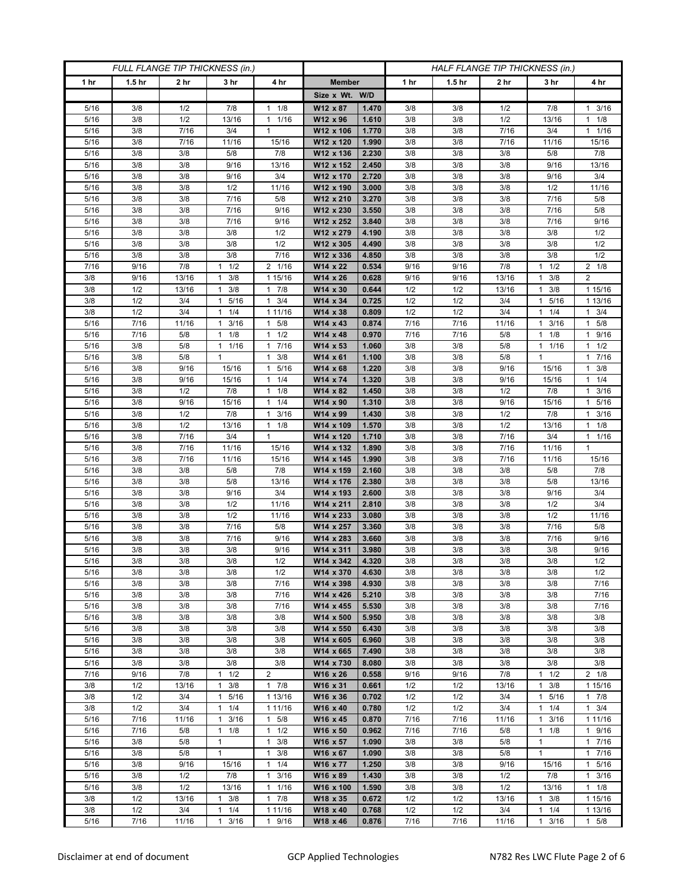| FULL FLANGE TIP THICKNESS (in.) | | | | | | | HALF FLANGE TIP THICKNESS (in.) | | | | |
|---|---|---|---|---|---|---|---|---|---|---|---|
| 1 hr | 1.5 hr | 2 hr | 3 hr | 4 hr | Member | | 1 hr | 1.5 hr | 2 hr | 3 hr | 4 hr |
| | | | | | Size x Wt. | W/D | | | | | |
| 5/16 | 3/8 | 1/2 | 7/8 | 1 1/8 | W12 x 87 | 1.470 | 3/8 | 3/8 | 1/2 | 7/8 | 1 3/16 |
| 5/16 | 3/8 | 1/2 | 13/16 | 1 1/16 | W12 x 96 | 1.610 | 3/8 | 3/8 | 1/2 | 13/16 | 1 1/8 |
| 5/16 | 3/8 | 7/16 | 3/4 | 1 | W12 x 106 | 1.770 | 3/8 | 3/8 | 7/16 | 3/4 | 1 1/16 |
| 5/16 | 3/8 | 7/16 | 11/16 | 15/16 | W12 x 120 | 1.990 | 3/8 | 3/8 | 7/16 | 11/16 | 15/16 |
| 5/16 | 3/8 | 3/8 | 5/8 | 7/8 | W12 x 136 | 2.230 | 3/8 | 3/8 | 3/8 | 5/8 | 7/8 |
| 5/16 | 3/8 | 3/8 | 9/16 | 13/16 | W12 x 152 | 2.450 | 3/8 | 3/8 | 3/8 | 9/16 | 13/16 |
| 5/16 | 3/8 | 3/8 | 9/16 | 3/4 | W12 x 170 | 2.720 | 3/8 | 3/8 | 3/8 | 9/16 | 3/4 |
| 5/16 | 3/8 | 3/8 | 1/2 | 11/16 | W12 x 190 | 3.000 | 3/8 | 3/8 | 3/8 | 1/2 | 11/16 |
| 5/16 | 3/8 | 3/8 | 7/16 | 5/8 | W12 x 210 | 3.270 | 3/8 | 3/8 | 3/8 | 7/16 | 5/8 |
| 5/16 | 3/8 | 3/8 | 7/16 | 9/16 | W12 x 230 | 3.550 | 3/8 | 3/8 | 3/8 | 7/16 | 5/8 |
| 5/16 | 3/8 | 3/8 | 7/16 | 9/16 | W12 x 252 | 3.840 | 3/8 | 3/8 | 3/8 | 7/16 | 9/16 |
| 5/16 | 3/8 | 3/8 | 3/8 | 1/2 | W12 x 279 | 4.190 | 3/8 | 3/8 | 3/8 | 3/8 | 1/2 |
| 5/16 | 3/8 | 3/8 | 3/8 | 1/2 | W12 x 305 | 4.490 | 3/8 | 3/8 | 3/8 | 3/8 | 1/2 |
| 5/16 | 3/8 | 3/8 | 3/8 | 7/16 | W12 x 336 | 4.850 | 3/8 | 3/8 | 3/8 | 3/8 | 1/2 |
| 7/16 | 9/16 | 7/8 | 1 1/2 | 2 1/16 | W14 x 22 | 0.534 | 9/16 | 9/16 | 7/8 | 1 1/2 | 2 1/8 |
| 3/8 | 9/16 | 13/16 | 1 3/8 | 1 15/16 | W14 x 26 | 0.628 | 9/16 | 9/16 | 13/16 | 1 3/8 | 2 |
| 3/8 | 1/2 | 13/16 | 1 3/8 | 1 7/8 | W14 x 30 | 0.644 | 1/2 | 1/2 | 13/16 | 1 3/8 | 1 15/16 |
| 3/8 | 1/2 | 3/4 | 1 5/16 | 1 3/4 | W14 x 34 | 0.725 | 1/2 | 1/2 | 3/4 | 1 5/16 | 1 13/16 |
| 3/8 | 1/2 | 3/4 | 1 1/4 | 1 11/16 | W14 x 38 | 0.809 | 1/2 | 1/2 | 3/4 | 1 1/4 | 1 3/4 |
| 5/16 | 7/16 | 11/16 | 1 3/16 | 1 5/8 | W14 x 43 | 0.874 | 7/16 | 7/16 | 11/16 | 1 3/16 | 1 5/8 |
| 5/16 | 7/16 | 5/8 | 1 1/8 | 1 1/2 | W14 x 48 | 0.970 | 7/16 | 7/16 | 5/8 | 1 1/8 | 1 9/16 |
| 5/16 | 3/8 | 5/8 | 1 1/16 | 1 7/16 | W14 x 53 | 1.060 | 3/8 | 3/8 | 5/8 | 1 1/16 | 1 1/2 |
| 5/16 | 3/8 | 5/8 | 1 | 1 3/8 | W14 x 61 | 1.100 | 3/8 | 3/8 | 5/8 | 1 | 1 7/16 |
| 5/16 | 3/8 | 9/16 | 15/16 | 1 5/16 | W14 x 68 | 1.220 | 3/8 | 3/8 | 9/16 | 15/16 | 1 3/8 |
| 5/16 | 3/8 | 9/16 | 15/16 | 1 1/4 | W14 x 74 | 1.320 | 3/8 | 3/8 | 9/16 | 15/16 | 1 1/4 |
| 5/16 | 3/8 | 1/2 | 7/8 | 1 1/8 | W14 x 82 | 1.450 | 3/8 | 3/8 | 1/2 | 7/8 | 1 3/16 |
| 5/16 | 3/8 | 9/16 | 15/16 | 1 1/4 | W14 x 90 | 1.310 | 3/8 | 3/8 | 9/16 | 15/16 | 1 5/16 |
| 5/16 | 3/8 | 1/2 | 7/8 | 1 3/16 | W14 x 99 | 1.430 | 3/8 | 3/8 | 1/2 | 7/8 | 1 3/16 |
| 5/16 | 3/8 | 1/2 | 13/16 | 1 1/8 | W14 x 109 | 1.570 | 3/8 | 3/8 | 1/2 | 13/16 | 1 1/8 |
| 5/16 | 3/8 | 7/16 | 3/4 | 1 | W14 x 120 | 1.710 | 3/8 | 3/8 | 7/16 | 3/4 | 1 1/16 |
| 5/16 | 3/8 | 7/16 | 11/16 | 15/16 | W14 x 132 | 1.890 | 3/8 | 3/8 | 7/16 | 11/16 | 1 |
| 5/16 | 3/8 | 7/16 | 11/16 | 15/16 | W14 x 145 | 1.990 | 3/8 | 3/8 | 7/16 | 11/16 | 15/16 |
| 5/16 | 3/8 | 3/8 | 5/8 | 7/8 | W14 x 159 | 2.160 | 3/8 | 3/8 | 3/8 | 5/8 | 7/8 |
| 5/16 | 3/8 | 3/8 | 5/8 | 13/16 | W14 x 176 | 2.380 | 3/8 | 3/8 | 3/8 | 5/8 | 13/16 |
| 5/16 | 3/8 | 3/8 | 9/16 | 3/4 | W14 x 193 | 2.600 | 3/8 | 3/8 | 3/8 | 9/16 | 3/4 |
| 5/16 | 3/8 | 3/8 | 1/2 | 11/16 | W14 x 211 | 2.810 | 3/8 | 3/8 | 3/8 | 1/2 | 3/4 |
| 5/16 | 3/8 | 3/8 | 1/2 | 11/16 | W14 x 233 | 3.080 | 3/8 | 3/8 | 3/8 | 1/2 | 11/16 |
| 5/16 | 3/8 | 3/8 | 7/16 | 5/8 | W14 x 257 | 3.360 | 3/8 | 3/8 | 3/8 | 7/16 | 5/8 |
| 5/16 | 3/8 | 3/8 | 7/16 | 9/16 | W14 x 283 | 3.660 | 3/8 | 3/8 | 3/8 | 7/16 | 9/16 |
| 5/16 | 3/8 | 3/8 | 3/8 | 9/16 | W14 x 311 | 3.980 | 3/8 | 3/8 | 3/8 | 3/8 | 9/16 |
| 5/16 | 3/8 | 3/8 | 3/8 | 1/2 | W14 x 342 | 4.320 | 3/8 | 3/8 | 3/8 | 3/8 | 1/2 |
| 5/16 | 3/8 | 3/8 | 3/8 | 1/2 | W14 x 370 | 4.630 | 3/8 | 3/8 | 3/8 | 3/8 | 1/2 |
| 5/16 | 3/8 | 3/8 | 3/8 | 7/16 | W14 x 398 | 4.930 | 3/8 | 3/8 | 3/8 | 3/8 | 7/16 |
| 5/16 | 3/8 | 3/8 | 3/8 | 7/16 | W14 x 426 | 5.210 | 3/8 | 3/8 | 3/8 | 3/8 | 7/16 |
| 5/16 | 3/8 | 3/8 | 3/8 | 7/16 | W14 x 455 | 5.530 | 3/8 | 3/8 | 3/8 | 3/8 | 7/16 |
| 5/16 | 3/8 | 3/8 | 3/8 | 3/8 | W14 x 500 | 5.950 | 3/8 | 3/8 | 3/8 | 3/8 | 3/8 |
| 5/16 | 3/8 | 3/8 | 3/8 | 3/8 | W14 x 550 | 6.430 | 3/8 | 3/8 | 3/8 | 3/8 | 3/8 |
| 5/16 | 3/8 | 3/8 | 3/8 | 3/8 | W14 x 605 | 6.960 | 3/8 | 3/8 | 3/8 | 3/8 | 3/8 |
| 5/16 | 3/8 | 3/8 | 3/8 | 3/8 | W14 x 665 | 7.490 | 3/8 | 3/8 | 3/8 | 3/8 | 3/8 |
| 5/16 | 3/8 | 3/8 | 3/8 | 3/8 | W14 x 730 | 8.080 | 3/8 | 3/8 | 3/8 | 3/8 | 3/8 |
| 7/16 | 9/16 | 7/8 | 1 1/2 | 2 | W16 x 26 | 0.558 | 9/16 | 9/16 | 7/8 | 1 1/2 | 2 1/8 |
| 3/8 | 1/2 | 13/16 | 1 3/8 | 1 7/8 | W16 x 31 | 0.661 | 1/2 | 1/2 | 13/16 | 1 3/8 | 1 15/16 |
| 3/8 | 1/2 | 3/4 | 1 5/16 | 1 13/16 | W16 x 36 | 0.702 | 1/2 | 1/2 | 3/4 | 1 5/16 | 1 7/8 |
| 3/8 | 1/2 | 3/4 | 1 1/4 | 1 11/16 | W16 x 40 | 0.780 | 1/2 | 1/2 | 3/4 | 1 1/4 | 1 3/4 |
| 5/16 | 7/16 | 11/16 | 1 3/16 | 1 5/8 | W16 x 45 | 0.870 | 7/16 | 7/16 | 11/16 | 1 3/16 | 1 11/16 |
| 5/16 | 7/16 | 5/8 | 1 1/8 | 1 1/2 | W16 x 50 | 0.962 | 7/16 | 7/16 | 5/8 | 1 1/8 | 1 9/16 |
| 5/16 | 3/8 | 5/8 | 1 | 1 3/8 | W16 x 57 | 1.090 | 3/8 | 3/8 | 5/8 | 1 | 1 7/16 |
| 5/16 | 3/8 | 5/8 | 1 | 1 3/8 | W16 x 67 | 1.090 | 3/8 | 3/8 | 5/8 | 1 | 1 7/16 |
| 5/16 | 3/8 | 9/16 | 15/16 | 1 1/4 | W16 x 77 | 1.250 | 3/8 | 3/8 | 9/16 | 15/16 | 1 5/16 |
| 5/16 | 3/8 | 1/2 | 7/8 | 1 3/16 | W16 x 89 | 1.430 | 3/8 | 3/8 | 1/2 | 7/8 | 1 3/16 |
| 5/16 | 3/8 | 1/2 | 13/16 | 1 1/16 | W16 x 100 | 1.590 | 3/8 | 3/8 | 1/2 | 13/16 | 1 1/8 |
| 3/8 | 1/2 | 13/16 | 1 3/8 | 1 7/8 | W18 x 35 | 0.672 | 1/2 | 1/2 | 13/16 | 1 3/8 | 1 15/16 |
| 3/8 | 1/2 | 3/4 | 1 1/4 | 1 11/16 | W18 x 40 | 0.768 | 1/2 | 1/2 | 3/4 | 1 1/4 | 1 13/16 |
| 5/16 | 7/16 | 11/16 | 1 3/16 | 1 9/16 | W18 x 46 | 0.876 | 7/16 | 7/16 | 11/16 | 1 3/16 | 1 5/8 |

Disclaimer at end of document | GCP Applied Technologies | N782 Res LWC Flute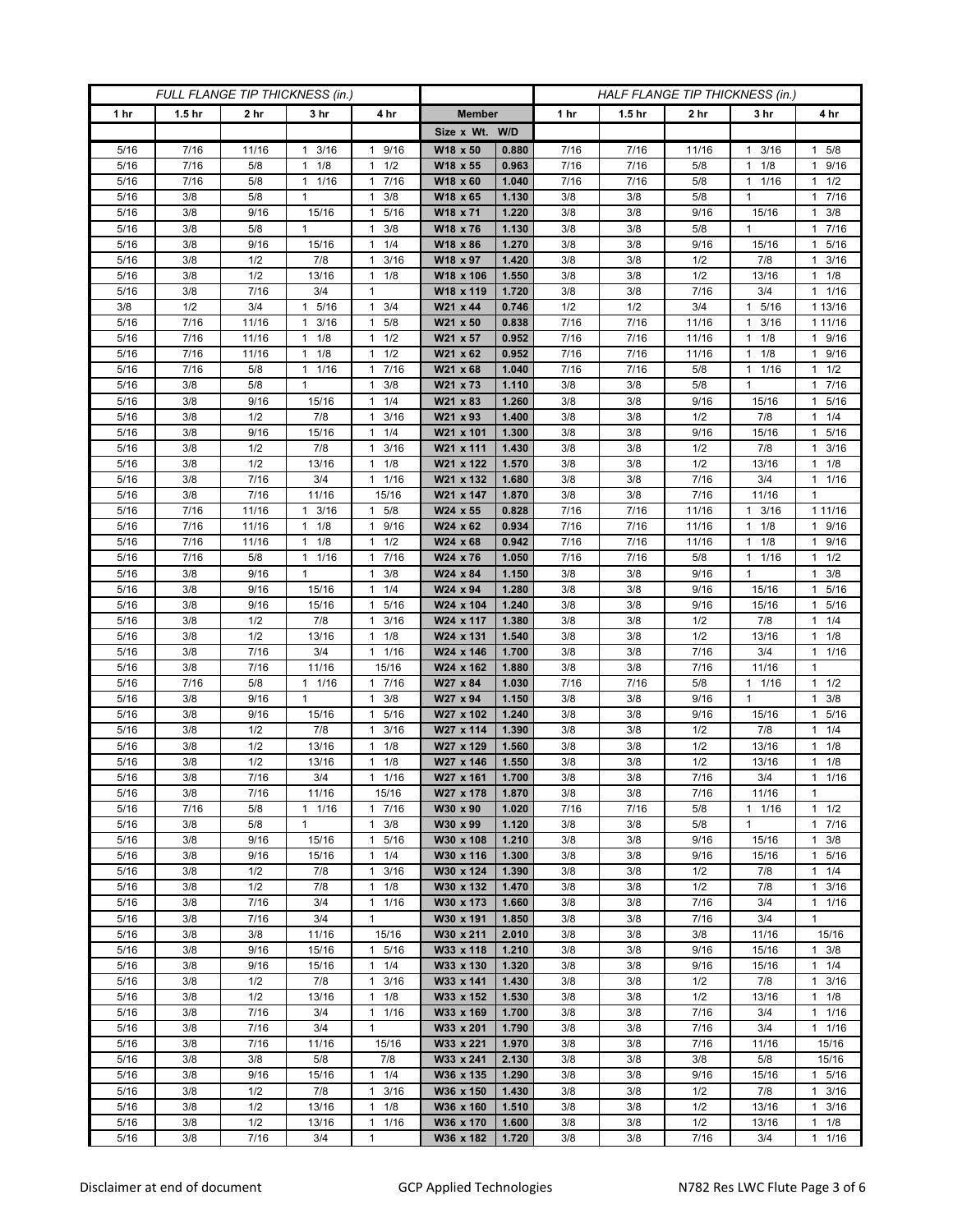| FULL FLANGE TIP THICKNESS (in.) | | | | | | | HALF FLANGE TIP THICKNESS (in.) | | | | |
|---|---|---|---|---|---|---|---|---|---|---|---|
| 1 hr | 1.5 hr | 2 hr | 3 hr | 4 hr | Member | | 1 hr | 1.5 hr | 2 hr | 3 hr | 4 hr |
| | | | | | Size x Wt. | W/D | | | | | |
| 5/16 | 7/16 | 11/16 | 1 3/16 | 1 9/16 | W18 x 50 | 0.880 | 7/16 | 7/16 | 11/16 | 1 3/16 | 1 5/8 |
| 5/16 | 7/16 | 5/8 | 1 1/8 | 1 1/2 | W18 x 55 | 0.963 | 7/16 | 7/16 | 5/8 | 1 1/8 | 1 9/16 |
| 5/16 | 7/16 | 5/8 | 1 1/16 | 1 7/16 | W18 x 60 | 1.040 | 7/16 | 7/16 | 5/8 | 1 1/16 | 1 1/2 |
| 5/16 | 3/8 | 5/8 | 1 | 1 3/8 | W18 x 65 | 1.130 | 3/8 | 3/8 | 5/8 | 1 | 1 7/16 |
| 5/16 | 3/8 | 9/16 | 15/16 | 1 5/16 | W18 x 71 | 1.220 | 3/8 | 3/8 | 9/16 | 15/16 | 1 3/8 |
| 5/16 | 3/8 | 5/8 | 1 | 1 3/8 | W18 x 76 | 1.130 | 3/8 | 3/8 | 5/8 | 1 | 1 7/16 |
| 5/16 | 3/8 | 9/16 | 15/16 | 1 1/4 | W18 x 86 | 1.270 | 3/8 | 3/8 | 9/16 | 15/16 | 1 5/16 |
| 5/16 | 3/8 | 1/2 | 7/8 | 1 3/16 | W18 x 97 | 1.420 | 3/8 | 3/8 | 1/2 | 7/8 | 1 3/16 |
| 5/16 | 3/8 | 1/2 | 13/16 | 1 1/8 | W18 x 106 | 1.550 | 3/8 | 3/8 | 1/2 | 13/16 | 1 1/8 |
| 5/16 | 3/8 | 7/16 | 3/4 | 1 | W18 x 119 | 1.720 | 3/8 | 3/8 | 7/16 | 3/4 | 1 1/16 |
| 3/8 | 1/2 | 3/4 | 1 5/16 | 1 3/4 | W21 x 44 | 0.746 | 1/2 | 1/2 | 3/4 | 1 5/16 | 1 13/16 |
| 5/16 | 7/16 | 11/16 | 1 3/16 | 1 5/8 | W21 x 50 | 0.838 | 7/16 | 7/16 | 11/16 | 1 3/16 | 1 11/16 |
| 5/16 | 7/16 | 11/16 | 1 1/8 | 1 1/2 | W21 x 57 | 0.952 | 7/16 | 7/16 | 11/16 | 1 1/8 | 1 9/16 |
| 5/16 | 7/16 | 11/16 | 1 1/8 | 1 1/2 | W21 x 62 | 0.952 | 7/16 | 7/16 | 11/16 | 1 1/8 | 1 9/16 |
| 5/16 | 7/16 | 5/8 | 1 1/16 | 1 7/16 | W21 x 68 | 1.040 | 7/16 | 7/16 | 5/8 | 1 1/16 | 1 1/2 |
| 5/16 | 3/8 | 5/8 | 1 | 1 3/8 | W21 x 73 | 1.110 | 3/8 | 3/8 | 5/8 | 1 | 1 7/16 |
| 5/16 | 3/8 | 9/16 | 15/16 | 1 1/4 | W21 x 83 | 1.260 | 3/8 | 3/8 | 9/16 | 15/16 | 1 5/16 |
| 5/16 | 3/8 | 1/2 | 7/8 | 1 3/16 | W21 x 93 | 1.400 | 3/8 | 3/8 | 1/2 | 7/8 | 1 1/4 |
| 5/16 | 3/8 | 9/16 | 15/16 | 1 1/4 | W21 x 101 | 1.300 | 3/8 | 3/8 | 9/16 | 15/16 | 1 5/16 |
| 5/16 | 3/8 | 1/2 | 7/8 | 1 3/16 | W21 x 111 | 1.430 | 3/8 | 3/8 | 1/2 | 7/8 | 1 3/16 |
| 5/16 | 3/8 | 1/2 | 13/16 | 1 1/8 | W21 x 122 | 1.570 | 3/8 | 3/8 | 1/2 | 13/16 | 1 1/8 |
| 5/16 | 3/8 | 7/16 | 3/4 | 1 1/16 | W21 x 132 | 1.680 | 3/8 | 3/8 | 7/16 | 3/4 | 1 1/16 |
| 5/16 | 3/8 | 7/16 | 11/16 | 15/16 | W21 x 147 | 1.870 | 3/8 | 3/8 | 7/16 | 11/16 | 1 |
| 5/16 | 7/16 | 11/16 | 1 3/16 | 1 5/8 | W24 x 55 | 0.828 | 7/16 | 7/16 | 11/16 | 1 3/16 | 1 11/16 |
| 5/16 | 7/16 | 11/16 | 1 1/8 | 1 9/16 | W24 x 62 | 0.934 | 7/16 | 7/16 | 11/16 | 1 1/8 | 1 9/16 |
| 5/16 | 7/16 | 11/16 | 1 1/8 | 1 1/2 | W24 x 68 | 0.942 | 7/16 | 7/16 | 11/16 | 1 1/8 | 1 9/16 |
| 5/16 | 7/16 | 5/8 | 1 1/16 | 1 7/16 | W24 x 76 | 1.050 | 7/16 | 7/16 | 5/8 | 1 1/16 | 1 1/2 |
| 5/16 | 3/8 | 9/16 | 1 | 1 3/8 | W24 x 84 | 1.150 | 3/8 | 3/8 | 9/16 | 1 | 1 3/8 |
| 5/16 | 3/8 | 9/16 | 15/16 | 1 1/4 | W24 x 94 | 1.280 | 3/8 | 3/8 | 9/16 | 15/16 | 1 5/16 |
| 5/16 | 3/8 | 9/16 | 15/16 | 1 5/16 | W24 x 104 | 1.240 | 3/8 | 3/8 | 9/16 | 15/16 | 1 5/16 |
| 5/16 | 3/8 | 1/2 | 7/8 | 1 3/16 | W24 x 117 | 1.380 | 3/8 | 3/8 | 1/2 | 7/8 | 1 1/4 |
| 5/16 | 3/8 | 1/2 | 13/16 | 1 1/8 | W24 x 131 | 1.540 | 3/8 | 3/8 | 1/2 | 13/16 | 1 1/8 |
| 5/16 | 3/8 | 7/16 | 3/4 | 1 1/16 | W24 x 146 | 1.700 | 3/8 | 3/8 | 7/16 | 3/4 | 1 1/16 |
| 5/16 | 3/8 | 7/16 | 11/16 | 15/16 | W24 x 162 | 1.880 | 3/8 | 3/8 | 7/16 | 11/16 | 1 |
| 5/16 | 7/16 | 5/8 | 1 1/16 | 1 7/16 | W27 x 84 | 1.030 | 7/16 | 7/16 | 5/8 | 1 1/16 | 1 1/2 |
| 5/16 | 3/8 | 9/16 | 1 | 1 3/8 | W27 x 94 | 1.150 | 3/8 | 3/8 | 9/16 | 1 | 1 3/8 |
| 5/16 | 3/8 | 9/16 | 15/16 | 1 5/16 | W27 x 102 | 1.240 | 3/8 | 3/8 | 9/16 | 15/16 | 1 5/16 |
| 5/16 | 3/8 | 1/2 | 7/8 | 1 3/16 | W27 x 114 | 1.390 | 3/8 | 3/8 | 1/2 | 7/8 | 1 1/4 |
| 5/16 | 3/8 | 1/2 | 13/16 | 1 1/8 | W27 x 129 | 1.560 | 3/8 | 3/8 | 1/2 | 13/16 | 1 1/8 |
| 5/16 | 3/8 | 1/2 | 13/16 | 1 1/8 | W27 x 146 | 1.550 | 3/8 | 3/8 | 1/2 | 13/16 | 1 1/8 |
| 5/16 | 3/8 | 7/16 | 3/4 | 1 1/16 | W27 x 161 | 1.700 | 3/8 | 3/8 | 7/16 | 3/4 | 1 1/16 |
| 5/16 | 3/8 | 7/16 | 11/16 | 15/16 | W27 x 178 | 1.870 | 3/8 | 3/8 | 7/16 | 11/16 | 1 |
| 5/16 | 7/16 | 5/8 | 1 1/16 | 1 7/16 | W30 x 90 | 1.020 | 7/16 | 7/16 | 5/8 | 1 1/16 | 1 1/2 |
| 5/16 | 3/8 | 5/8 | 1 | 1 3/8 | W30 x 99 | 1.120 | 3/8 | 3/8 | 5/8 | 1 | 1 7/16 |
| 5/16 | 3/8 | 9/16 | 15/16 | 1 5/16 | W30 x 108 | 1.210 | 3/8 | 3/8 | 9/16 | 15/16 | 1 3/8 |
| 5/16 | 3/8 | 9/16 | 15/16 | 1 1/4 | W30 x 116 | 1.300 | 3/8 | 3/8 | 9/16 | 15/16 | 1 5/16 |
| 5/16 | 3/8 | 1/2 | 7/8 | 1 3/16 | W30 x 124 | 1.390 | 3/8 | 3/8 | 1/2 | 7/8 | 1 1/4 |
| 5/16 | 3/8 | 1/2 | 7/8 | 1 1/8 | W30 x 132 | 1.470 | 3/8 | 3/8 | 1/2 | 7/8 | 1 3/16 |
| 5/16 | 3/8 | 7/16 | 3/4 | 1 1/16 | W30 x 173 | 1.660 | 3/8 | 3/8 | 7/16 | 3/4 | 1 1/16 |
| 5/16 | 3/8 | 7/16 | 3/4 | 1 | W30 x 191 | 1.850 | 3/8 | 3/8 | 7/16 | 3/4 | 1 |
| 5/16 | 3/8 | 3/8 | 11/16 | 15/16 | W30 x 211 | 2.010 | 3/8 | 3/8 | 3/8 | 11/16 | 15/16 |
| 5/16 | 3/8 | 9/16 | 15/16 | 1 5/16 | W33 x 118 | 1.210 | 3/8 | 3/8 | 9/16 | 15/16 | 1 3/8 |
| 5/16 | 3/8 | 9/16 | 15/16 | 1 1/4 | W33 x 130 | 1.320 | 3/8 | 3/8 | 9/16 | 15/16 | 1 1/4 |
| 5/16 | 3/8 | 1/2 | 7/8 | 1 3/16 | W33 x 141 | 1.430 | 3/8 | 3/8 | 1/2 | 7/8 | 1 3/16 |
| 5/16 | 3/8 | 1/2 | 13/16 | 1 1/8 | W33 x 152 | 1.530 | 3/8 | 3/8 | 1/2 | 13/16 | 1 1/8 |
| 5/16 | 3/8 | 7/16 | 3/4 | 1 1/16 | W33 x 169 | 1.700 | 3/8 | 3/8 | 7/16 | 3/4 | 1 1/16 |
| 5/16 | 3/8 | 7/16 | 3/4 | 1 | W33 x 201 | 1.790 | 3/8 | 3/8 | 7/16 | 3/4 | 1 1/16 |
| 5/16 | 3/8 | 7/16 | 11/16 | 15/16 | W33 x 221 | 1.970 | 3/8 | 3/8 | 7/16 | 11/16 | 15/16 |
| 5/16 | 3/8 | 3/8 | 5/8 | 7/8 | W33 x 241 | 2.130 | 3/8 | 3/8 | 3/8 | 5/8 | 15/16 |
| 5/16 | 3/8 | 9/16 | 15/16 | 1 1/4 | W36 x 135 | 1.290 | 3/8 | 3/8 | 9/16 | 15/16 | 1 5/16 |
| 5/16 | 3/8 | 1/2 | 7/8 | 1 3/16 | W36 x 150 | 1.430 | 3/8 | 3/8 | 1/2 | 7/8 | 1 3/16 |
| 5/16 | 3/8 | 1/2 | 13/16 | 1 1/8 | W36 x 160 | 1.510 | 3/8 | 3/8 | 1/2 | 13/16 | 1 3/16 |
| 5/16 | 3/8 | 1/2 | 13/16 | 1 1/16 | W36 x 170 | 1.600 | 3/8 | 3/8 | 1/2 | 13/16 | 1 1/8 |
| 5/16 | 3/8 | 7/16 | 3/4 | 1 | W36 x 182 | 1.720 | 3/8 | 3/8 | 7/16 | 3/4 | 1 1/16 |

Disclaimer at end of document GCP Applied Technologies N782 Res LWC Flute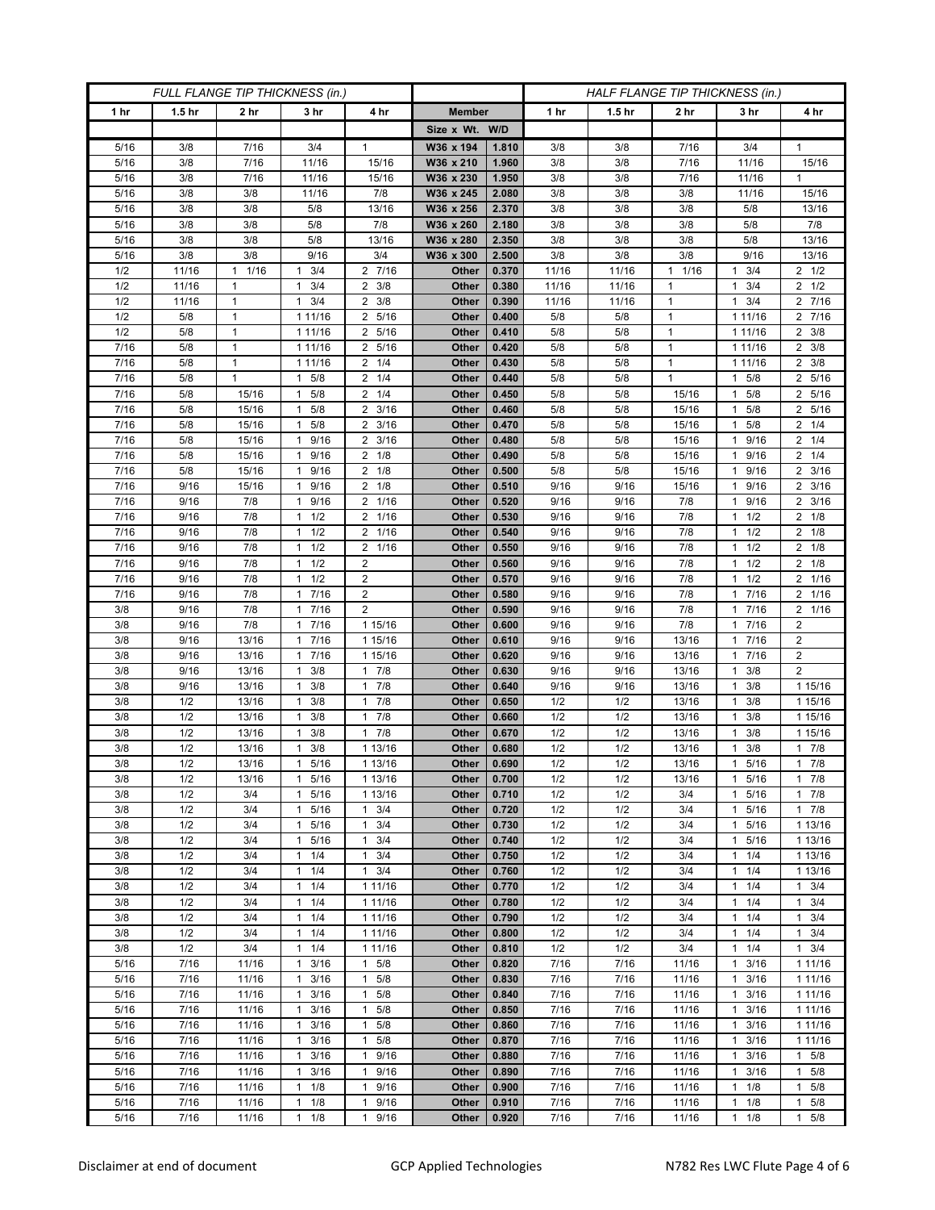| FULL FLANGE TIP THICKNESS (in.) | | | | | | | HALF FLANGE TIP THICKNESS (in.) | | | | |
|---|---|---|---|---|---|---|---|---|---|---|---|
| 1 hr | 1.5 hr | 2 hr | 3 hr | 4 hr | Member | | 1 hr | 1.5 hr | 2 hr | 3 hr | 4 hr |
| | | | | | Size x Wt. | W/D | | | | | |
| 5/16 | 3/8 | 7/16 | 3/4 | 1 | W36 x 194 | 1.810 | 3/8 | 3/8 | 7/16 | 3/4 | 1 |
| 5/16 | 3/8 | 7/16 | 11/16 | 15/16 | W36 x 210 | 1.960 | 3/8 | 3/8 | 7/16 | 11/16 | 15/16 |
| 5/16 | 3/8 | 7/16 | 11/16 | 15/16 | W36 x 230 | 1.950 | 3/8 | 3/8 | 7/16 | 11/16 | 1 |
| 5/16 | 3/8 | 3/8 | 11/16 | 7/8 | W36 x 245 | 2.080 | 3/8 | 3/8 | 3/8 | 11/16 | 15/16 |
| 5/16 | 3/8 | 3/8 | 5/8 | 13/16 | W36 x 256 | 2.370 | 3/8 | 3/8 | 3/8 | 5/8 | 13/16 |
| 5/16 | 3/8 | 3/8 | 5/8 | 7/8 | W36 x 260 | 2.180 | 3/8 | 3/8 | 3/8 | 5/8 | 7/8 |
| 5/16 | 3/8 | 3/8 | 5/8 | 13/16 | W36 x 280 | 2.350 | 3/8 | 3/8 | 3/8 | 5/8 | 13/16 |
| 5/16 | 3/8 | 3/8 | 9/16 | 3/4 | W36 x 300 | 2.500 | 3/8 | 3/8 | 3/8 | 9/16 | 13/16 |
| 1/2 | 11/16 | 1 1/16 | 1 3/4 | 2 7/16 | Other | 0.370 | 11/16 | 11/16 | 1 1/16 | 1 3/4 | 2 1/2 |
| 1/2 | 11/16 | 1 | 1 3/4 | 2 3/8 | Other | 0.380 | 11/16 | 11/16 | 1 | 1 3/4 | 2 1/2 |
| 1/2 | 11/16 | 1 | 1 3/4 | 2 3/8 | Other | 0.390 | 11/16 | 11/16 | 1 | 1 3/4 | 2 7/16 |
| 1/2 | 5/8 | 1 | 1 11/16 | 2 5/16 | Other | 0.400 | 5/8 | 5/8 | 1 | 1 11/16 | 2 7/16 |
| 1/2 | 5/8 | 1 | 1 11/16 | 2 5/16 | Other | 0.410 | 5/8 | 5/8 | 1 | 1 11/16 | 2 3/8 |
| 7/16 | 5/8 | 1 | 1 11/16 | 2 5/16 | Other | 0.420 | 5/8 | 5/8 | 1 | 1 11/16 | 2 3/8 |
| 7/16 | 5/8 | 1 | 1 11/16 | 2 1/4 | Other | 0.430 | 5/8 | 5/8 | 1 | 1 11/16 | 2 3/8 |
| 7/16 | 5/8 | 1 | 1 5/8 | 2 1/4 | Other | 0.440 | 5/8 | 5/8 | 1 | 1 5/8 | 2 5/16 |
| 7/16 | 5/8 | 15/16 | 1 5/8 | 2 1/4 | Other | 0.450 | 5/8 | 5/8 | 15/16 | 1 5/8 | 2 5/16 |
| 7/16 | 5/8 | 15/16 | 1 5/8 | 2 3/16 | Other | 0.460 | 5/8 | 5/8 | 15/16 | 1 5/8 | 2 5/16 |
| 7/16 | 5/8 | 15/16 | 1 5/8 | 2 3/16 | Other | 0.470 | 5/8 | 5/8 | 15/16 | 1 5/8 | 2 1/4 |
| 7/16 | 5/8 | 15/16 | 1 9/16 | 2 3/16 | Other | 0.480 | 5/8 | 5/8 | 15/16 | 1 9/16 | 2 1/4 |
| 7/16 | 5/8 | 15/16 | 1 9/16 | 2 1/8 | Other | 0.490 | 5/8 | 5/8 | 15/16 | 1 9/16 | 2 1/4 |
| 7/16 | 5/8 | 15/16 | 1 9/16 | 2 1/8 | Other | 0.500 | 5/8 | 5/8 | 15/16 | 1 9/16 | 2 3/16 |
| 7/16 | 9/16 | 15/16 | 1 9/16 | 2 1/8 | Other | 0.510 | 9/16 | 9/16 | 15/16 | 1 9/16 | 2 3/16 |
| 7/16 | 9/16 | 7/8 | 1 9/16 | 2 1/16 | Other | 0.520 | 9/16 | 9/16 | 7/8 | 1 9/16 | 2 3/16 |
| 7/16 | 9/16 | 7/8 | 1 1/2 | 2 1/16 | Other | 0.530 | 9/16 | 9/16 | 7/8 | 1 1/2 | 2 1/8 |
| 7/16 | 9/16 | 7/8 | 1 1/2 | 2 1/16 | Other | 0.540 | 9/16 | 9/16 | 7/8 | 1 1/2 | 2 1/8 |
| 7/16 | 9/16 | 7/8 | 1 1/2 | 2 1/16 | Other | 0.550 | 9/16 | 9/16 | 7/8 | 1 1/2 | 2 1/8 |
| 7/16 | 9/16 | 7/8 | 1 1/2 | 2 | Other | 0.560 | 9/16 | 9/16 | 7/8 | 1 1/2 | 2 1/8 |
| 7/16 | 9/16 | 7/8 | 1 1/2 | 2 | Other | 0.570 | 9/16 | 9/16 | 7/8 | 1 1/2 | 2 1/16 |
| 7/16 | 9/16 | 7/8 | 1 7/16 | 2 | Other | 0.580 | 9/16 | 9/16 | 7/8 | 1 7/16 | 2 1/16 |
| 3/8 | 9/16 | 7/8 | 1 7/16 | 2 | Other | 0.590 | 9/16 | 9/16 | 7/8 | 1 7/16 | 2 1/16 |
| 3/8 | 9/16 | 7/8 | 1 7/16 | 1 15/16 | Other | 0.600 | 9/16 | 9/16 | 7/8 | 1 7/16 | 2 |
| 3/8 | 9/16 | 13/16 | 1 7/16 | 1 15/16 | Other | 0.610 | 9/16 | 9/16 | 13/16 | 1 7/16 | 2 |
| 3/8 | 9/16 | 13/16 | 1 7/16 | 1 15/16 | Other | 0.620 | 9/16 | 9/16 | 13/16 | 1 7/16 | 2 |
| 3/8 | 9/16 | 13/16 | 1 3/8 | 1 7/8 | Other | 0.630 | 9/16 | 9/16 | 13/16 | 1 3/8 | 2 |
| 3/8 | 9/16 | 13/16 | 1 3/8 | 1 7/8 | Other | 0.640 | 9/16 | 9/16 | 13/16 | 1 3/8 | 1 15/16 |
| 3/8 | 1/2 | 13/16 | 1 3/8 | 1 7/8 | Other | 0.650 | 1/2 | 1/2 | 13/16 | 1 3/8 | 1 15/16 |
| 3/8 | 1/2 | 13/16 | 1 3/8 | 1 7/8 | Other | 0.660 | 1/2 | 1/2 | 13/16 | 1 3/8 | 1 15/16 |
| 3/8 | 1/2 | 13/16 | 1 3/8 | 1 7/8 | Other | 0.670 | 1/2 | 1/2 | 13/16 | 1 3/8 | 1 15/16 |
| 3/8 | 1/2 | 13/16 | 1 3/8 | 1 13/16 | Other | 0.680 | 1/2 | 1/2 | 13/16 | 1 3/8 | 1 7/8 |
| 3/8 | 1/2 | 13/16 | 1 5/16 | 1 13/16 | Other | 0.690 | 1/2 | 1/2 | 13/16 | 1 5/16 | 1 7/8 |
| 3/8 | 1/2 | 13/16 | 1 5/16 | 1 13/16 | Other | 0.700 | 1/2 | 1/2 | 13/16 | 1 5/16 | 1 7/8 |
| 3/8 | 1/2 | 3/4 | 1 5/16 | 1 13/16 | Other | 0.710 | 1/2 | 1/2 | 3/4 | 1 5/16 | 1 7/8 |
| 3/8 | 1/2 | 3/4 | 1 5/16 | 1 3/4 | Other | 0.720 | 1/2 | 1/2 | 3/4 | 1 5/16 | 1 7/8 |
| 3/8 | 1/2 | 3/4 | 1 5/16 | 1 3/4 | Other | 0.730 | 1/2 | 1/2 | 3/4 | 1 5/16 | 1 13/16 |
| 3/8 | 1/2 | 3/4 | 1 5/16 | 1 3/4 | Other | 0.740 | 1/2 | 1/2 | 3/4 | 1 5/16 | 1 13/16 |
| 3/8 | 1/2 | 3/4 | 1 1/4 | 1 3/4 | Other | 0.750 | 1/2 | 1/2 | 3/4 | 1 1/4 | 1 13/16 |
| 3/8 | 1/2 | 3/4 | 1 1/4 | 1 3/4 | Other | 0.760 | 1/2 | 1/2 | 3/4 | 1 1/4 | 1 13/16 |
| 3/8 | 1/2 | 3/4 | 1 1/4 | 1 11/16 | Other | 0.770 | 1/2 | 1/2 | 3/4 | 1 1/4 | 1 3/4 |
| 3/8 | 1/2 | 3/4 | 1 1/4 | 1 11/16 | Other | 0.780 | 1/2 | 1/2 | 3/4 | 1 1/4 | 1 3/4 |
| 3/8 | 1/2 | 3/4 | 1 1/4 | 1 11/16 | Other | 0.790 | 1/2 | 1/2 | 3/4 | 1 1/4 | 1 3/4 |
| 3/8 | 1/2 | 3/4 | 1 1/4 | 1 11/16 | Other | 0.800 | 1/2 | 1/2 | 3/4 | 1 1/4 | 1 3/4 |
| 3/8 | 1/2 | 3/4 | 1 1/4 | 1 11/16 | Other | 0.810 | 1/2 | 1/2 | 3/4 | 1 1/4 | 1 3/4 |
| 5/16 | 7/16 | 11/16 | 1 3/16 | 1 5/8 | Other | 0.820 | 7/16 | 7/16 | 11/16 | 1 3/16 | 1 11/16 |
| 5/16 | 7/16 | 11/16 | 1 3/16 | 1 5/8 | Other | 0.830 | 7/16 | 7/16 | 11/16 | 1 3/16 | 1 11/16 |
| 5/16 | 7/16 | 11/16 | 1 3/16 | 1 5/8 | Other | 0.840 | 7/16 | 7/16 | 11/16 | 1 3/16 | 1 11/16 |
| 5/16 | 7/16 | 11/16 | 1 3/16 | 1 5/8 | Other | 0.850 | 7/16 | 7/16 | 11/16 | 1 3/16 | 1 11/16 |
| 5/16 | 7/16 | 11/16 | 1 3/16 | 1 5/8 | Other | 0.860 | 7/16 | 7/16 | 11/16 | 1 3/16 | 1 11/16 |
| 5/16 | 7/16 | 11/16 | 1 3/16 | 1 5/8 | Other | 0.870 | 7/16 | 7/16 | 11/16 | 1 3/16 | 1 11/16 |
| 5/16 | 7/16 | 11/16 | 1 3/16 | 1 9/16 | Other | 0.880 | 7/16 | 7/16 | 11/16 | 1 3/16 | 1 5/8 |
| 5/16 | 7/16 | 11/16 | 1 3/16 | 1 9/16 | Other | 0.890 | 7/16 | 7/16 | 11/16 | 1 3/16 | 1 5/8 |
| 5/16 | 7/16 | 11/16 | 1 1/8 | 1 9/16 | Other | 0.900 | 7/16 | 7/16 | 11/16 | 1 1/8 | 1 5/8 |
| 5/16 | 7/16 | 11/16 | 1 1/8 | 1 9/16 | Other | 0.910 | 7/16 | 7/16 | 11/16 | 1 1/8 | 1 5/8 |
| 5/16 | 7/16 | 11/16 | 1 1/8 | 1 9/16 | Other | 0.920 | 7/16 | 7/16 | 11/16 | 1 1/8 | 1 5/8 |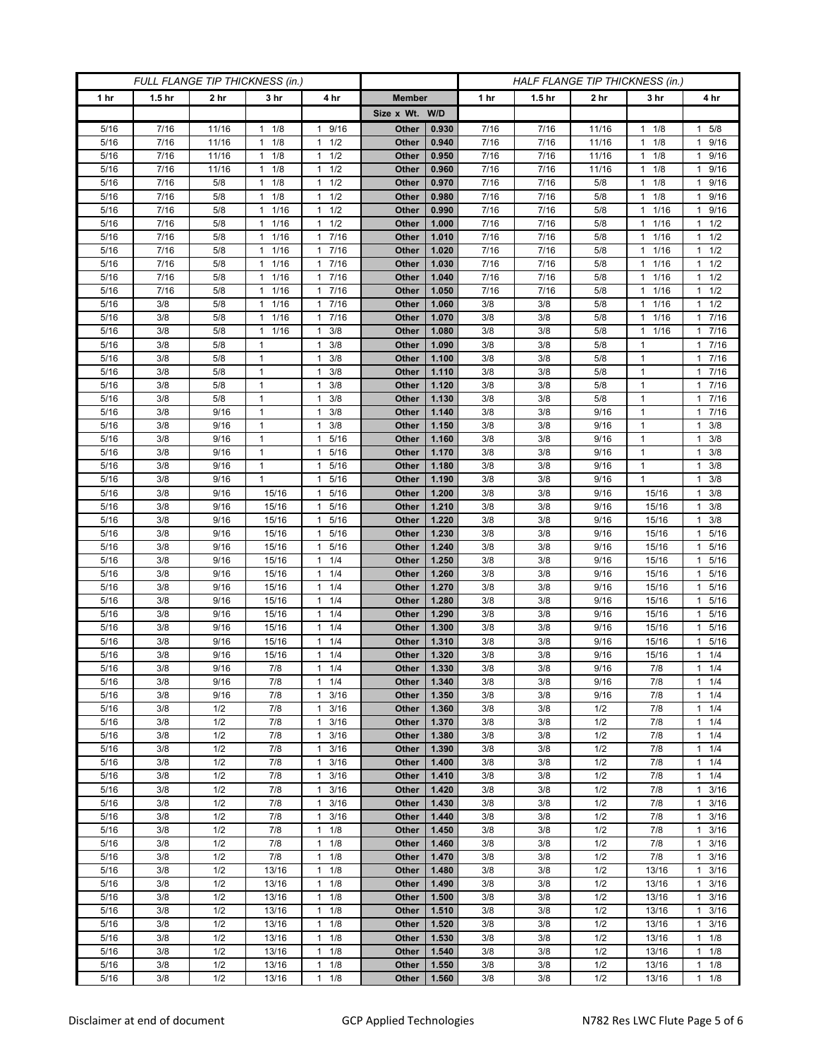| FULL FLANGE TIP THICKNESS (in.) | | | | | | | HALF FLANGE TIP THICKNESS (in.) | | | | |
|---|---|---|---|---|---|---|---|---|---|---|---|
| 1 hr | 1.5 hr | 2 hr | 3 hr | 4 hr | Member | | 1 hr | 1.5 hr | 2 hr | 3 hr | 4 hr |
| | | | | | Size x Wt. | W/D | | | | | |
| 5/16 | 7/16 | 11/16 | 1 1/8 | 1 9/16 | Other | 0.930 | 7/16 | 7/16 | 11/16 | 1 1/8 | 1 5/8 |
| 5/16 | 7/16 | 11/16 | 1 1/8 | 1 1/2 | Other | 0.940 | 7/16 | 7/16 | 11/16 | 1 1/8 | 1 9/16 |
| 5/16 | 7/16 | 11/16 | 1 1/8 | 1 1/2 | Other | 0.950 | 7/16 | 7/16 | 11/16 | 1 1/8 | 1 9/16 |
| 5/16 | 7/16 | 11/16 | 1 1/8 | 1 1/2 | Other | 0.960 | 7/16 | 7/16 | 11/16 | 1 1/8 | 1 9/16 |
| 5/16 | 7/16 | 5/8 | 1 1/8 | 1 1/2 | Other | 0.970 | 7/16 | 7/16 | 5/8 | 1 1/8 | 1 9/16 |
| 5/16 | 7/16 | 5/8 | 1 1/8 | 1 1/2 | Other | 0.980 | 7/16 | 7/16 | 5/8 | 1 1/8 | 1 9/16 |
| 5/16 | 7/16 | 5/8 | 1 1/16 | 1 1/2 | Other | 0.990 | 7/16 | 7/16 | 5/8 | 1 1/16 | 1 9/16 |
| 5/16 | 7/16 | 5/8 | 1 1/16 | 1 1/2 | Other | 1.000 | 7/16 | 7/16 | 5/8 | 1 1/16 | 1 1/2 |
| 5/16 | 7/16 | 5/8 | 1 1/16 | 1 7/16 | Other | 1.010 | 7/16 | 7/16 | 5/8 | 1 1/16 | 1 1/2 |
| 5/16 | 7/16 | 5/8 | 1 1/16 | 1 7/16 | Other | 1.020 | 7/16 | 7/16 | 5/8 | 1 1/16 | 1 1/2 |
| 5/16 | 7/16 | 5/8 | 1 1/16 | 1 7/16 | Other | 1.030 | 7/16 | 7/16 | 5/8 | 1 1/16 | 1 1/2 |
| 5/16 | 7/16 | 5/8 | 1 1/16 | 1 7/16 | Other | 1.040 | 7/16 | 7/16 | 5/8 | 1 1/16 | 1 1/2 |
| 5/16 | 7/16 | 5/8 | 1 1/16 | 1 7/16 | Other | 1.050 | 7/16 | 7/16 | 5/8 | 1 1/16 | 1 1/2 |
| 5/16 | 3/8 | 5/8 | 1 1/16 | 1 7/16 | Other | 1.060 | 3/8 | 3/8 | 5/8 | 1 1/16 | 1 1/2 |
| 5/16 | 3/8 | 5/8 | 1 1/16 | 1 7/16 | Other | 1.070 | 3/8 | 3/8 | 5/8 | 1 1/16 | 1 7/16 |
| 5/16 | 3/8 | 5/8 | 1 1/16 | 1 3/8 | Other | 1.080 | 3/8 | 3/8 | 5/8 | 1 1/16 | 1 7/16 |
| 5/16 | 3/8 | 5/8 | 1 | 1 3/8 | Other | 1.090 | 3/8 | 3/8 | 5/8 | 1 | 1 7/16 |
| 5/16 | 3/8 | 5/8 | 1 | 1 3/8 | Other | 1.100 | 3/8 | 3/8 | 5/8 | 1 | 1 7/16 |
| 5/16 | 3/8 | 5/8 | 1 | 1 3/8 | Other | 1.110 | 3/8 | 3/8 | 5/8 | 1 | 1 7/16 |
| 5/16 | 3/8 | 5/8 | 1 | 1 3/8 | Other | 1.120 | 3/8 | 3/8 | 5/8 | 1 | 1 7/16 |
| 5/16 | 3/8 | 5/8 | 1 | 1 3/8 | Other | 1.130 | 3/8 | 3/8 | 5/8 | 1 | 1 7/16 |
| 5/16 | 3/8 | 9/16 | 1 | 1 3/8 | Other | 1.140 | 3/8 | 3/8 | 9/16 | 1 | 1 7/16 |
| 5/16 | 3/8 | 9/16 | 1 | 1 3/8 | Other | 1.150 | 3/8 | 3/8 | 9/16 | 1 | 1 3/8 |
| 5/16 | 3/8 | 9/16 | 1 | 1 5/16 | Other | 1.160 | 3/8 | 3/8 | 9/16 | 1 | 1 3/8 |
| 5/16 | 3/8 | 9/16 | 1 | 1 5/16 | Other | 1.170 | 3/8 | 3/8 | 9/16 | 1 | 1 3/8 |
| 5/16 | 3/8 | 9/16 | 1 | 1 5/16 | Other | 1.180 | 3/8 | 3/8 | 9/16 | 1 | 1 3/8 |
| 5/16 | 3/8 | 9/16 | 1 | 1 5/16 | Other | 1.190 | 3/8 | 3/8 | 9/16 | 1 | 1 3/8 |
| 5/16 | 3/8 | 9/16 | 15/16 | 1 5/16 | Other | 1.200 | 3/8 | 3/8 | 9/16 | 15/16 | 1 3/8 |
| 5/16 | 3/8 | 9/16 | 15/16 | 1 5/16 | Other | 1.210 | 3/8 | 3/8 | 9/16 | 15/16 | 1 3/8 |
| 5/16 | 3/8 | 9/16 | 15/16 | 1 5/16 | Other | 1.220 | 3/8 | 3/8 | 9/16 | 15/16 | 1 3/8 |
| 5/16 | 3/8 | 9/16 | 15/16 | 1 5/16 | Other | 1.230 | 3/8 | 3/8 | 9/16 | 15/16 | 1 5/16 |
| 5/16 | 3/8 | 9/16 | 15/16 | 1 5/16 | Other | 1.240 | 3/8 | 3/8 | 9/16 | 15/16 | 1 5/16 |
| 5/16 | 3/8 | 9/16 | 15/16 | 1 1/4 | Other | 1.250 | 3/8 | 3/8 | 9/16 | 15/16 | 1 5/16 |
| 5/16 | 3/8 | 9/16 | 15/16 | 1 1/4 | Other | 1.260 | 3/8 | 3/8 | 9/16 | 15/16 | 1 5/16 |
| 5/16 | 3/8 | 9/16 | 15/16 | 1 1/4 | Other | 1.270 | 3/8 | 3/8 | 9/16 | 15/16 | 1 5/16 |
| 5/16 | 3/8 | 9/16 | 15/16 | 1 1/4 | Other | 1.280 | 3/8 | 3/8 | 9/16 | 15/16 | 1 5/16 |
| 5/16 | 3/8 | 9/16 | 15/16 | 1 1/4 | Other | 1.290 | 3/8 | 3/8 | 9/16 | 15/16 | 1 5/16 |
| 5/16 | 3/8 | 9/16 | 15/16 | 1 1/4 | Other | 1.300 | 3/8 | 3/8 | 9/16 | 15/16 | 1 5/16 |
| 5/16 | 3/8 | 9/16 | 15/16 | 1 1/4 | Other | 1.310 | 3/8 | 3/8 | 9/16 | 15/16 | 1 5/16 |
| 5/16 | 3/8 | 9/16 | 15/16 | 1 1/4 | Other | 1.320 | 3/8 | 3/8 | 9/16 | 15/16 | 1 1/4 |
| 5/16 | 3/8 | 9/16 | 7/8 | 1 1/4 | Other | 1.330 | 3/8 | 3/8 | 9/16 | 7/8 | 1 1/4 |
| 5/16 | 3/8 | 9/16 | 7/8 | 1 1/4 | Other | 1.340 | 3/8 | 3/8 | 9/16 | 7/8 | 1 1/4 |
| 5/16 | 3/8 | 9/16 | 7/8 | 1 3/16 | Other | 1.350 | 3/8 | 3/8 | 9/16 | 7/8 | 1 1/4 |
| 5/16 | 3/8 | 1/2 | 7/8 | 1 3/16 | Other | 1.360 | 3/8 | 3/8 | 1/2 | 7/8 | 1 1/4 |
| 5/16 | 3/8 | 1/2 | 7/8 | 1 3/16 | Other | 1.370 | 3/8 | 3/8 | 1/2 | 7/8 | 1 1/4 |
| 5/16 | 3/8 | 1/2 | 7/8 | 1 3/16 | Other | 1.380 | 3/8 | 3/8 | 1/2 | 7/8 | 1 1/4 |
| 5/16 | 3/8 | 1/2 | 7/8 | 1 3/16 | Other | 1.390 | 3/8 | 3/8 | 1/2 | 7/8 | 1 1/4 |
| 5/16 | 3/8 | 1/2 | 7/8 | 1 3/16 | Other | 1.400 | 3/8 | 3/8 | 1/2 | 7/8 | 1 1/4 |
| 5/16 | 3/8 | 1/2 | 7/8 | 1 3/16 | Other | 1.410 | 3/8 | 3/8 | 1/2 | 7/8 | 1 1/4 |
| 5/16 | 3/8 | 1/2 | 7/8 | 1 3/16 | Other | 1.420 | 3/8 | 3/8 | 1/2 | 7/8 | 1 3/16 |
| 5/16 | 3/8 | 1/2 | 7/8 | 1 3/16 | Other | 1.430 | 3/8 | 3/8 | 1/2 | 7/8 | 1 3/16 |
| 5/16 | 3/8 | 1/2 | 7/8 | 1 3/16 | Other | 1.440 | 3/8 | 3/8 | 1/2 | 7/8 | 1 3/16 |
| 5/16 | 3/8 | 1/2 | 7/8 | 1 1/8 | Other | 1.450 | 3/8 | 3/8 | 1/2 | 7/8 | 1 3/16 |
| 5/16 | 3/8 | 1/2 | 7/8 | 1 1/8 | Other | 1.460 | 3/8 | 3/8 | 1/2 | 7/8 | 1 3/16 |
| 5/16 | 3/8 | 1/2 | 7/8 | 1 1/8 | Other | 1.470 | 3/8 | 3/8 | 1/2 | 7/8 | 1 3/16 |
| 5/16 | 3/8 | 1/2 | 13/16 | 1 1/8 | Other | 1.480 | 3/8 | 3/8 | 1/2 | 13/16 | 1 3/16 |
| 5/16 | 3/8 | 1/2 | 13/16 | 1 1/8 | Other | 1.490 | 3/8 | 3/8 | 1/2 | 13/16 | 1 3/16 |
| 5/16 | 3/8 | 1/2 | 13/16 | 1 1/8 | Other | 1.500 | 3/8 | 3/8 | 1/2 | 13/16 | 1 3/16 |
| 5/16 | 3/8 | 1/2 | 13/16 | 1 1/8 | Other | 1.510 | 3/8 | 3/8 | 1/2 | 13/16 | 1 3/16 |
| 5/16 | 3/8 | 1/2 | 13/16 | 1 1/8 | Other | 1.520 | 3/8 | 3/8 | 1/2 | 13/16 | 1 3/16 |
| 5/16 | 3/8 | 1/2 | 13/16 | 1 1/8 | Other | 1.530 | 3/8 | 3/8 | 1/2 | 13/16 | 1 1/8 |
| 5/16 | 3/8 | 1/2 | 13/16 | 1 1/8 | Other | 1.540 | 3/8 | 3/8 | 1/2 | 13/16 | 1 1/8 |
| 5/16 | 3/8 | 1/2 | 13/16 | 1 1/8 | Other | 1.550 | 3/8 | 3/8 | 1/2 | 13/16 | 1 1/8 |
| 5/16 | 3/8 | 1/2 | 13/16 | 1 1/8 | Other | 1.560 | 3/8 | 3/8 | 1/2 | 13/16 | 1 1/8 |

Disclaimer at end of document GCP Applied Technologies N782 Res LWC Flute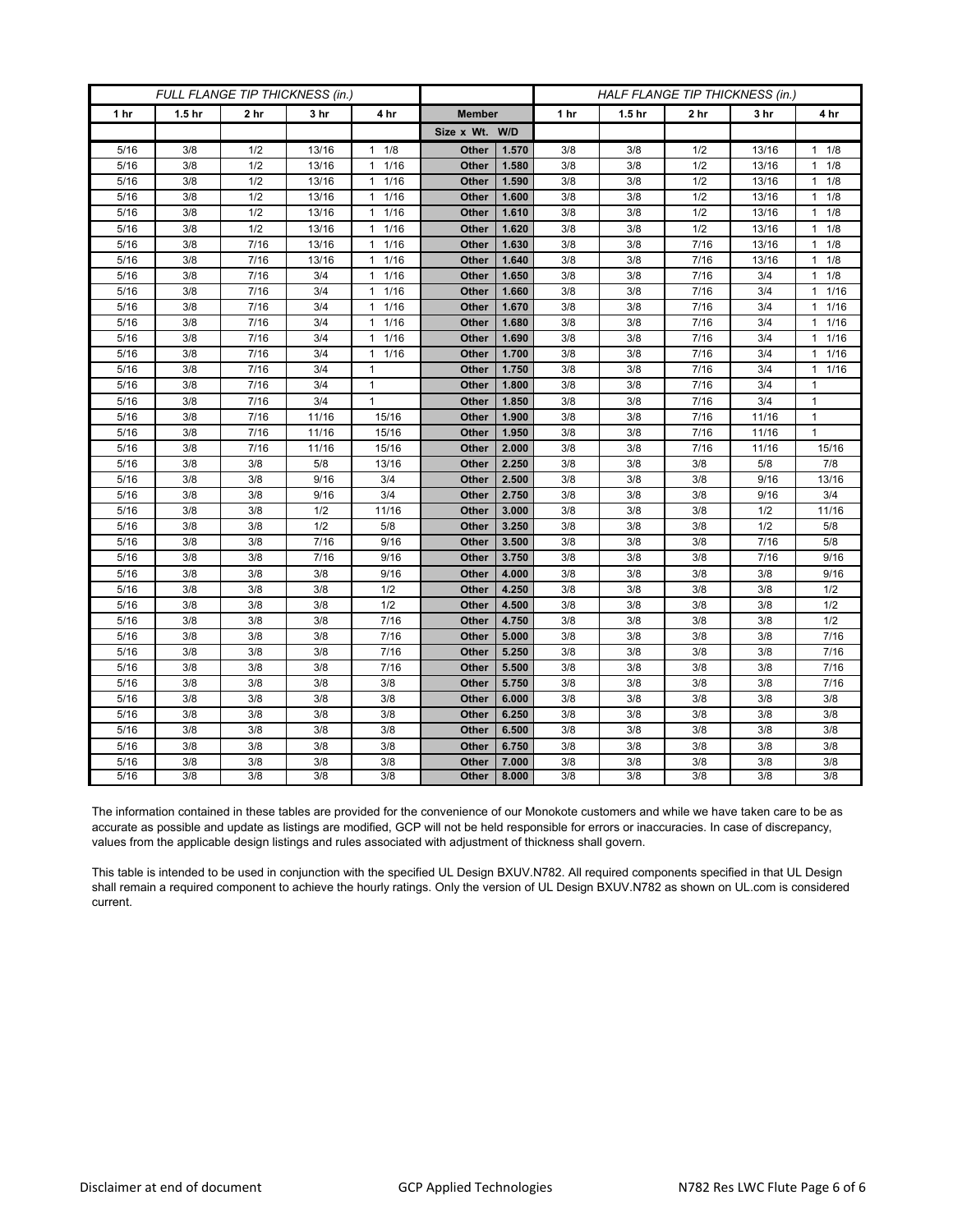| FULL FLANGE TIP THICKNESS (in.) | | | | | | | HALF FLANGE TIP THICKNESS (in.) | | | | |
|---|---|---|---|---|---|---|---|---|---|---|---|
| 1 hr | 1.5 hr | 2 hr | 3 hr | 4 hr | Member | | 1 hr | 1.5 hr | 2 hr | 3 hr | 4 hr |
| | | | | | Size x Wt. | W/D | | | | | |
| 5/16 | 3/8 | 1/2 | 13/16 | 1 1/8 | Other | 1.570 | 3/8 | 3/8 | 1/2 | 13/16 | 1 1/8 |
| 5/16 | 3/8 | 1/2 | 13/16 | 1 1/16 | Other | 1.580 | 3/8 | 3/8 | 1/2 | 13/16 | 1 1/8 |
| 5/16 | 3/8 | 1/2 | 13/16 | 1 1/16 | Other | 1.590 | 3/8 | 3/8 | 1/2 | 13/16 | 1 1/8 |
| 5/16 | 3/8 | 1/2 | 13/16 | 1 1/16 | Other | 1.600 | 3/8 | 3/8 | 1/2 | 13/16 | 1 1/8 |
| 5/16 | 3/8 | 1/2 | 13/16 | 1 1/16 | Other | 1.610 | 3/8 | 3/8 | 1/2 | 13/16 | 1 1/8 |
| 5/16 | 3/8 | 1/2 | 13/16 | 1 1/16 | Other | 1.620 | 3/8 | 3/8 | 1/2 | 13/16 | 1 1/8 |
| 5/16 | 3/8 | 7/16 | 13/16 | 1 1/16 | Other | 1.630 | 3/8 | 3/8 | 7/16 | 13/16 | 1 1/8 |
| 5/16 | 3/8 | 7/16 | 13/16 | 1 1/16 | Other | 1.640 | 3/8 | 3/8 | 7/16 | 13/16 | 1 1/8 |
| 5/16 | 3/8 | 7/16 | 3/4 | 1 1/16 | Other | 1.650 | 3/8 | 3/8 | 7/16 | 3/4 | 1 1/8 |
| 5/16 | 3/8 | 7/16 | 3/4 | 1 1/16 | Other | 1.660 | 3/8 | 3/8 | 7/16 | 3/4 | 1 1/16 |
| 5/16 | 3/8 | 7/16 | 3/4 | 1 1/16 | Other | 1.670 | 3/8 | 3/8 | 7/16 | 3/4 | 1 1/16 |
| 5/16 | 3/8 | 7/16 | 3/4 | 1 1/16 | Other | 1.680 | 3/8 | 3/8 | 7/16 | 3/4 | 1 1/16 |
| 5/16 | 3/8 | 7/16 | 3/4 | 1 1/16 | Other | 1.690 | 3/8 | 3/8 | 7/16 | 3/4 | 1 1/16 |
| 5/16 | 3/8 | 7/16 | 3/4 | 1 1/16 | Other | 1.700 | 3/8 | 3/8 | 7/16 | 3/4 | 1 1/16 |
| 5/16 | 3/8 | 7/16 | 3/4 | 1 | Other | 1.750 | 3/8 | 3/8 | 7/16 | 3/4 | 1 1/16 |
| 5/16 | 3/8 | 7/16 | 3/4 | 1 | Other | 1.800 | 3/8 | 3/8 | 7/16 | 3/4 | 1 |
| 5/16 | 3/8 | 7/16 | 3/4 | 1 | Other | 1.850 | 3/8 | 3/8 | 7/16 | 3/4 | 1 |
| 5/16 | 3/8 | 7/16 | 11/16 | 15/16 | Other | 1.900 | 3/8 | 3/8 | 7/16 | 11/16 | 1 |
| 5/16 | 3/8 | 7/16 | 11/16 | 15/16 | Other | 1.950 | 3/8 | 3/8 | 7/16 | 11/16 | 1 |
| 5/16 | 3/8 | 7/16 | 11/16 | 15/16 | Other | 2.000 | 3/8 | 3/8 | 7/16 | 11/16 | 15/16 |
| 5/16 | 3/8 | 3/8 | 5/8 | 13/16 | Other | 2.250 | 3/8 | 3/8 | 3/8 | 5/8 | 7/8 |
| 5/16 | 3/8 | 3/8 | 9/16 | 3/4 | Other | 2.500 | 3/8 | 3/8 | 3/8 | 9/16 | 13/16 |
| 5/16 | 3/8 | 3/8 | 9/16 | 3/4 | Other | 2.750 | 3/8 | 3/8 | 3/8 | 9/16 | 3/4 |
| 5/16 | 3/8 | 3/8 | 1/2 | 11/16 | Other | 3.000 | 3/8 | 3/8 | 3/8 | 1/2 | 11/16 |
| 5/16 | 3/8 | 3/8 | 1/2 | 5/8 | Other | 3.250 | 3/8 | 3/8 | 3/8 | 1/2 | 5/8 |
| 5/16 | 3/8 | 3/8 | 7/16 | 9/16 | Other | 3.500 | 3/8 | 3/8 | 3/8 | 7/16 | 5/8 |
| 5/16 | 3/8 | 3/8 | 7/16 | 9/16 | Other | 3.750 | 3/8 | 3/8 | 3/8 | 7/16 | 9/16 |
| 5/16 | 3/8 | 3/8 | 3/8 | 9/16 | Other | 4.000 | 3/8 | 3/8 | 3/8 | 3/8 | 9/16 |
| 5/16 | 3/8 | 3/8 | 3/8 | 1/2 | Other | 4.250 | 3/8 | 3/8 | 3/8 | 3/8 | 1/2 |
| 5/16 | 3/8 | 3/8 | 3/8 | 1/2 | Other | 4.500 | 3/8 | 3/8 | 3/8 | 3/8 | 1/2 |
| 5/16 | 3/8 | 3/8 | 3/8 | 7/16 | Other | 4.750 | 3/8 | 3/8 | 3/8 | 3/8 | 1/2 |
| 5/16 | 3/8 | 3/8 | 3/8 | 7/16 | Other | 5.000 | 3/8 | 3/8 | 3/8 | 3/8 | 7/16 |
| 5/16 | 3/8 | 3/8 | 3/8 | 7/16 | Other | 5.250 | 3/8 | 3/8 | 3/8 | 3/8 | 7/16 |
| 5/16 | 3/8 | 3/8 | 3/8 | 7/16 | Other | 5.500 | 3/8 | 3/8 | 3/8 | 3/8 | 7/16 |
| 5/16 | 3/8 | 3/8 | 3/8 | 3/8 | Other | 5.750 | 3/8 | 3/8 | 3/8 | 3/8 | 7/16 |
| 5/16 | 3/8 | 3/8 | 3/8 | 3/8 | Other | 6.000 | 3/8 | 3/8 | 3/8 | 3/8 | 3/8 |
| 5/16 | 3/8 | 3/8 | 3/8 | 3/8 | Other | 6.250 | 3/8 | 3/8 | 3/8 | 3/8 | 3/8 |
| 5/16 | 3/8 | 3/8 | 3/8 | 3/8 | Other | 6.500 | 3/8 | 3/8 | 3/8 | 3/8 | 3/8 |
| 5/16 | 3/8 | 3/8 | 3/8 | 3/8 | Other | 6.750 | 3/8 | 3/8 | 3/8 | 3/8 | 3/8 |
| 5/16 | 3/8 | 3/8 | 3/8 | 3/8 | Other | 7.000 | 3/8 | 3/8 | 3/8 | 3/8 | 3/8 |
| 5/16 | 3/8 | 3/8 | 3/8 | 3/8 | Other | 8.000 | 3/8 | 3/8 | 3/8 | 3/8 | 3/8 |

The information contained in these tables are provided for the convenience of our Monokote customers and while we have taken care to be as accurate as possible and update as listings are modified, GCP will not be held responsible for errors or inaccuracies. In case of discrepancy, values from the applicable design listings and rules associated with adjustment of thickness shall govern.

This table is intended to be used in conjunction with the specified UL Design BXUV.N782. All required components specified in that UL Design shall remain a required component to achieve the hourly ratings. Only the version of UL Design BXUV.N782 as shown on UL.com is considered current.